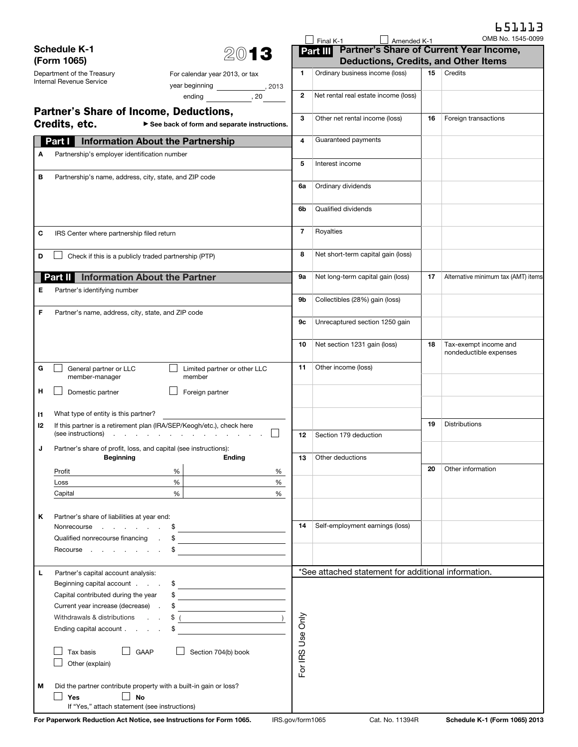651113

☐ Final K-1 ☐ Amended K-1

OMB No. 1545-0099

**Schedule K-1 (Form 1065)** **2013**

Department of the Treasury
Internal Revenue Service

For calendar year 2013, or tax year beginning ____________, 2013 ending ____________, 20____

# Partner's Share of Income, Deductions, Credits, etc.

▶ See back of form and separate instructions.

## Part I Information About the Partnership

**A** Partnership's employer identification number

**B** Partnership's name, address, city, state, and ZIP code

**C** IRS Center where partnership filed return

**D** ☐ Check if this is a publicly traded partnership (PTP)

## Part II Information About the Partner

**E** Partner's identifying number

**F** Partner's name, address, city, state, and ZIP code

**G** ☐ General partner or LLC member-manager ☐ Limited partner or other LLC member

**H** ☐ Domestic partner ☐ Foreign partner

**I1** What type of entity is this partner? ____________

**I2** If this partner is a retirement plan (IRA/SEP/Keogh/etc.), check here (see instructions) . . . . . . . . . . ☐

**J** Partner's share of profit, loss, and capital (see instructions):

| | Beginning | Ending |
|---|---|---|
| Profit | % | % |
| Loss | % | % |
| Capital | % | % |

**K** Partner's share of liabilities at year end:

Nonrecourse . . . . . . . $ ____________

Qualified nonrecourse financing . $ ____________

Recourse . . . . . . . . $ ____________

**L** Partner's capital account analysis:

Beginning capital account . . . $ ____________

Capital contributed during the year $ ____________

Current year increase (decrease) . $ ____________

Withdrawals & distributions . . . $ ( ____________ )

Ending capital account . . . . $ ____________

☐ Tax basis ☐ GAAP ☐ Section 704(b) book

☐ Other (explain)

**M** Did the partner contribute property with a built-in gain or loss?

☐ Yes ☐ No

If "Yes," attach statement (see instructions)

## Part III Partner's Share of Current Year Income, Deductions, Credits, and Other Items

| | | | |
|---|---|---|---|
| **1** | Ordinary business income (loss) | **15** | Credits |
| **2** | Net rental real estate income (loss) | | |
| **3** | Other net rental income (loss) | **16** | Foreign transactions |
| **4** | Guaranteed payments | | |
| **5** | Interest income | | |
| **6a** | Ordinary dividends | | |
| **6b** | Qualified dividends | | |
| **7** | Royalties | | |
| **8** | Net short-term capital gain (loss) | | |
| **9a** | Net long-term capital gain (loss) | **17** | Alternative minimum tax (AMT) items |
| **9b** | Collectibles (28%) gain (loss) | | |
| **9c** | Unrecaptured section 1250 gain | | |
| **10** | Net section 1231 gain (loss) | **18** | Tax-exempt income and nondeductible expenses |
| **11** | Other income (loss) | | |
| | | | |
| | | **19** | Distributions |
| **12** | Section 179 deduction | | |
| **13** | Other deductions | **20** | Other information |
| | | | |
| **14** | Self-employment earnings (loss) | | |

*See attached statement for additional information.

For IRS Use Only

For Paperwork Reduction Act Notice, see Instructions for Form 1065. IRS.gov/form1065 Cat. No. 11394R **Schedule K-1 (Form 1065) 2013**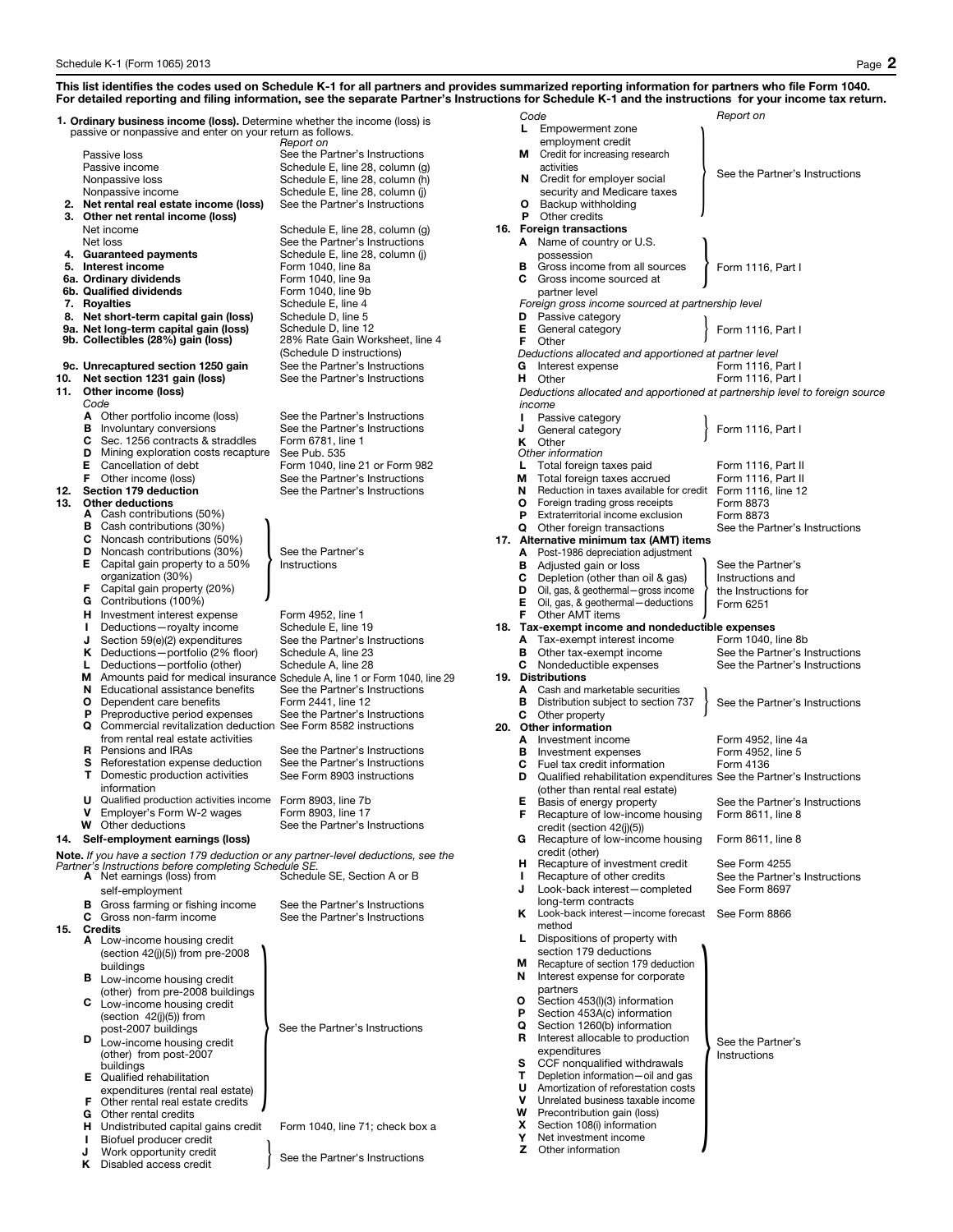**This list identifies the codes used on Schedule K-1 for all partners and provides summarized reporting information for partners who file Form 1040. For detailed reporting and filing information, see the separate Partner's Instructions for Schedule K-1 and the instructions for your income tax return.**

**1. Ordinary business income (loss).** Determine whether the income (loss) is passive or nonpassive and enter on your return as follows.

| | Report on |
|---|---|
| Passive loss | See the Partner's Instructions |
| Passive income | Schedule E, line 28, column (g) |
| Nonpassive loss | Schedule E, line 28, column (h) |
| Nonpassive income | Schedule E, line 28, column (j) |
| **2. Net rental real estate income (loss)** | See the Partner's Instructions |
| **3. Other net rental income (loss)** | |
| Net income | Schedule E, line 28, column (g) |
| Net loss | See the Partner's Instructions |
| **4. Guaranteed payments** | Schedule E, line 28, column (j) |
| **5. Interest income** | Form 1040, line 8a |
| **6a. Ordinary dividends** | Form 1040, line 9a |
| **6b. Qualified dividends** | Form 1040, line 9b |
| **7. Royalties** | Schedule E, line 4 |
| **8. Net short-term capital gain (loss)** | Schedule D, line 5 |
| **9a. Net long-term capital gain (loss)** | Schedule D, line 12 |
| **9b. Collectibles (28%) gain (loss)** | 28% Rate Gain Worksheet, line 4 (Schedule D instructions) |
| **9c. Unrecaptured section 1250 gain** | See the Partner's Instructions |
| **10. Net section 1231 gain (loss)** | See the Partner's Instructions |
| **11. Other income (loss)** | |
| *Code* | |
| A Other portfolio income (loss) | See the Partner's Instructions |
| B Involuntary conversions | See the Partner's Instructions |
| C Sec. 1256 contracts & straddles | Form 6781, line 1 |
| D Mining exploration costs recapture | See Pub. 535 |
| E Cancellation of debt | Form 1040, line 21 or Form 982 |
| F Other income (loss) | See the Partner's Instructions |
| **12. Section 179 deduction** | See the Partner's Instructions |
| **13. Other deductions** | |
| A Cash contributions (50%) | See the Partner's Instructions |
| B Cash contributions (30%) | See the Partner's Instructions |
| C Noncash contributions (50%) | See the Partner's Instructions |
| D Noncash contributions (30%) | See the Partner's Instructions |
| E Capital gain property to a 50% organization (30%) | See the Partner's Instructions |
| F Capital gain property (20%) | See the Partner's Instructions |
| G Contributions (100%) | See the Partner's Instructions |
| H Investment interest expense | Form 4952, line 1 |
| I Deductions—royalty income | Schedule E, line 19 |
| J Section 59(e)(2) expenditures | See the Partner's Instructions |
| K Deductions—portfolio (2% floor) | Schedule A, line 23 |
| L Deductions—portfolio (other) | Schedule A, line 28 |
| M Amounts paid for medical insurance | Schedule A, line 1 or Form 1040, line 29 |
| N Educational assistance benefits | See the Partner's Instructions |
| O Dependent care benefits | Form 2441, line 12 |
| P Preproductive period expenses | See the Partner's Instructions |
| Q Commercial revitalization deduction from rental real estate activities | See Form 8582 instructions |
| R Pensions and IRAs | See the Partner's Instructions |
| S Reforestation expense deduction | See the Partner's Instructions |
| T Domestic production activities information | See Form 8903 instructions |
| U Qualified production activities income | Form 8903, line 7b |
| V Employer's Form W-2 wages | Form 8903, line 17 |
| W Other deductions | See the Partner's Instructions |
| **14. Self-employment earnings (loss)** | |

***Note.*** *If you have a section 179 deduction or any partner-level deductions, see the Partner's Instructions before completing Schedule SE.*

| | |
|---|---|
| A Net earnings (loss) from self-employment | Schedule SE, Section A or B |
| B Gross farming or fishing income | See the Partner's Instructions |
| C Gross non-farm income | See the Partner's Instructions |
| **15. Credits** | |
| A Low-income housing credit (section 42(j)(5)) from pre-2008 buildings | See the Partner's Instructions |
| B Low-income housing credit (other) from pre-2008 buildings | See the Partner's Instructions |
| C Low-income housing credit (section 42(j)(5)) from post-2007 buildings | See the Partner's Instructions |
| D Low-income housing credit (other) from post-2007 buildings | See the Partner's Instructions |
| E Qualified rehabilitation expenditures (rental real estate) | See the Partner's Instructions |
| F Other rental real estate credits | See the Partner's Instructions |
| G Other rental credits | |
| H Undistributed capital gains credit | Form 1040, line 71; check box a |
| I Biofuel producer credit | See the Partner's Instructions |
| J Work opportunity credit | See the Partner's Instructions |
| K Disabled access credit | See the Partner's Instructions |
| L Empowerment zone employment credit | See the Partner's Instructions |
| M Credit for increasing research activities | See the Partner's Instructions |
| N Credit for employer social security and Medicare taxes | See the Partner's Instructions |
| O Backup withholding | See the Partner's Instructions |
| P Other credits | See the Partner's Instructions |
| **16. Foreign transactions** | |
| A Name of country or U.S. possession | Form 1116, Part I |
| B Gross income from all sources | Form 1116, Part I |
| C Gross income sourced at partner level | Form 1116, Part I |
| *Foreign gross income sourced at partnership level* | |
| D Passive category | Form 1116, Part I |
| E General category | Form 1116, Part I |
| F Other | Form 1116, Part I |
| *Deductions allocated and apportioned at partner level* | |
| G Interest expense | Form 1116, Part I |
| H Other | Form 1116, Part I |
| *Deductions allocated and apportioned at partnership level to foreign source income* | |
| I Passive category | Form 1116, Part I |
| J General category | Form 1116, Part I |
| K Other | Form 1116, Part I |
| *Other information* | |
| L Total foreign taxes paid | Form 1116, Part II |
| M Total foreign taxes accrued | Form 1116, Part II |
| N Reduction in taxes available for credit | Form 1116, line 12 |
| O Foreign trading gross receipts | Form 8873 |
| P Extraterritorial income exclusion | Form 8873 |
| Q Other foreign transactions | See the Partner's Instructions |
| **17. Alternative minimum tax (AMT) items** | |
| A Post-1986 depreciation adjustment | See the Partner's Instructions and the Instructions for Form 6251 |
| B Adjusted gain or loss | See the Partner's Instructions and the Instructions for Form 6251 |
| C Depletion (other than oil & gas) | See the Partner's Instructions and the Instructions for Form 6251 |
| D Oil, gas, & geothermal—gross income | See the Partner's Instructions and the Instructions for Form 6251 |
| E Oil, gas, & geothermal—deductions | See the Partner's Instructions and the Instructions for Form 6251 |
| F Other AMT items | See the Partner's Instructions and the Instructions for Form 6251 |
| **18. Tax-exempt income and nondeductible expenses** | |
| A Tax-exempt interest income | Form 1040, line 8b |
| B Other tax-exempt income | See the Partner's Instructions |
| C Nondeductible expenses | See the Partner's Instructions |
| **19. Distributions** | |
| A Cash and marketable securities | See the Partner's Instructions |
| B Distribution subject to section 737 | See the Partner's Instructions |
| C Other property | See the Partner's Instructions |
| **20. Other information** | |
| A Investment income | Form 4952, line 4a |
| B Investment expenses | Form 4952, line 5 |
| C Fuel tax credit information | Form 4136 |
| D Qualified rehabilitation expenditures (other than rental real estate) | See the Partner's Instructions |
| E Basis of energy property | See the Partner's Instructions |
| F Recapture of low-income housing credit (section 42(j)(5)) | Form 8611, line 8 |
| G Recapture of low-income housing credit (other) | Form 8611, line 8 |
| H Recapture of investment credit | See Form 4255 |
| I Recapture of other credits | See the Partner's Instructions |
| J Look-back interest—completed long-term contracts | See Form 8697 |
| K Look-back interest—income forecast method | See Form 8866 |
| L Dispositions of property with section 179 deductions | See the Partner's Instructions |
| M Recapture of section 179 deduction | See the Partner's Instructions |
| N Interest expense for corporate partners | See the Partner's Instructions |
| O Section 453(l)(3) information | See the Partner's Instructions |
| P Section 453A(c) information | See the Partner's Instructions |
| Q Section 1260(b) information | See the Partner's Instructions |
| R Interest allocable to production expenditures | See the Partner's Instructions |
| S CCF nonqualified withdrawals | See the Partner's Instructions |
| T Depletion information—oil and gas | See the Partner's Instructions |
| U Amortization of reforestation costs | See the Partner's Instructions |
| V Unrelated business taxable income | See the Partner's Instructions |
| W Precontribution gain (loss) | See the Partner's Instructions |
| X Section 108(i) information | See the Partner's Instructions |
| Y Net investment income | See the Partner's Instructions |
| Z Other information | See the Partner's Instructions |